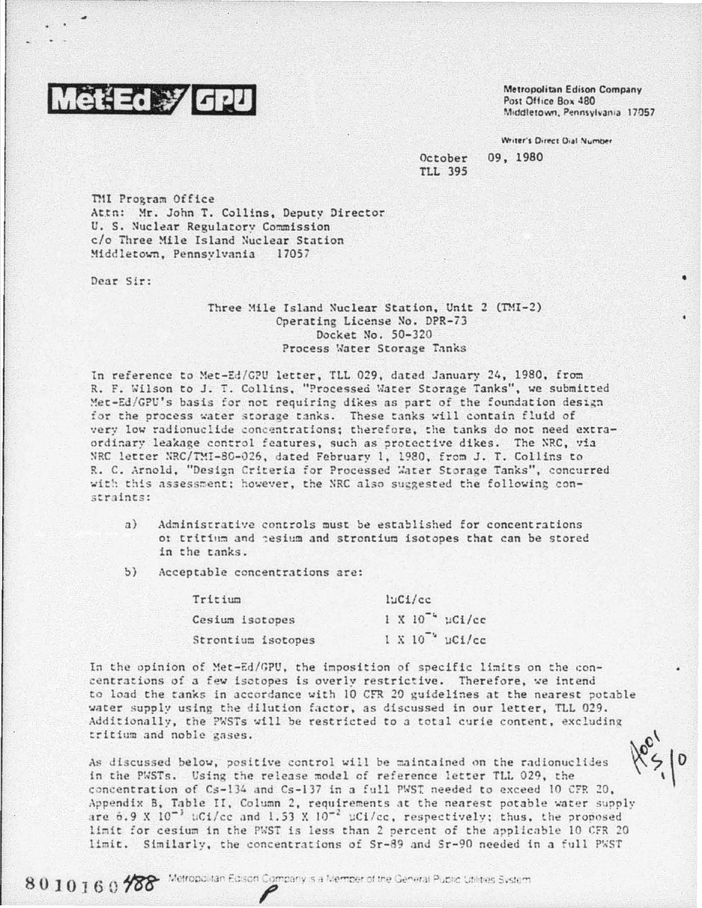Met-Ed / GPU

Metropolitan Edison Company
Post Office Box 480
Middletown, Pennsylvania 17057

Writer's Direct Dial Number

October 09, 1980
TLL 395

TMI Program Office
Attn: Mr. John T. Collins, Deputy Director
U. S. Nuclear Regulatory Commission
c/o Three Mile Island Nuclear Station
Middletown, Pennsylvania 17057

Dear Sir:

Three Mile Island Nuclear Station, Unit 2 (TMI-2)
Operating License No. DPR-73
Docket No. 50-320
Process Water Storage Tanks

In reference to Met-Ed/GPU letter, TLL 029, dated January 24, 1980, from R. F. Wilson to J. T. Collins, "Processed Water Storage Tanks", we submitted Met-Ed/GPU's basis for not requiring dikes as part of the foundation design for the process water storage tanks. These tanks will contain fluid of very low radionuclide concentrations; therefore, the tanks do not need extraordinary leakage control features, such as protective dikes. The NRC, via NRC letter NRC/TMI-80-026, dated February 1, 1980, from J. T. Collins to R. C. Arnold, "Design Criteria for Processed Water Storage Tanks", concurred with this assessment; however, the NRC also suggested the following constraints:

a) Administrative controls must be established for concentrations of tritium and cesium and strontium isotopes that can be stored in the tanks.

b) Acceptable concentrations are:

| | |
|---|---|
| Tritium | 1μCi/cc |
| Cesium isotopes | $1 \times 10^{-4}$ μCi/cc |
| Strontium isotopes | $1 \times 10^{-4}$ μCi/cc |

In the opinion of Met-Ed/GPU, the imposition of specific limits on the concentrations of a few isotopes is overly restrictive. Therefore, we intend to load the tanks in accordance with 10 CFR 20 guidelines at the nearest potable water supply using the dilution factor, as discussed in our letter, TLL 029. Additionally, the PWSTs will be restricted to a total curie content, excluding tritium and noble gases.

As discussed below, positive control will be maintained on the radionuclides in the PWSTs. Using the release model of reference letter TLL 029, the concentration of Cs-134 and Cs-137 in a full PWST needed to exceed 10 CFR 20, Appendix B, Table II, Column 2, requirements at the nearest potable water supply are $6.9 \times 10^{-3}$ μCi/cc and $1.53 \times 10^{-2}$ μCi/cc, respectively; thus, the proposed limit for cesium in the PWST is less than 2 percent of the applicable 10 CFR 20 limit. Similarly, the concentrations of Sr-89 and Sr-90 needed in a full PWST

8010160488 Metropolitan Edison Company is a Member of the General Public Utilities System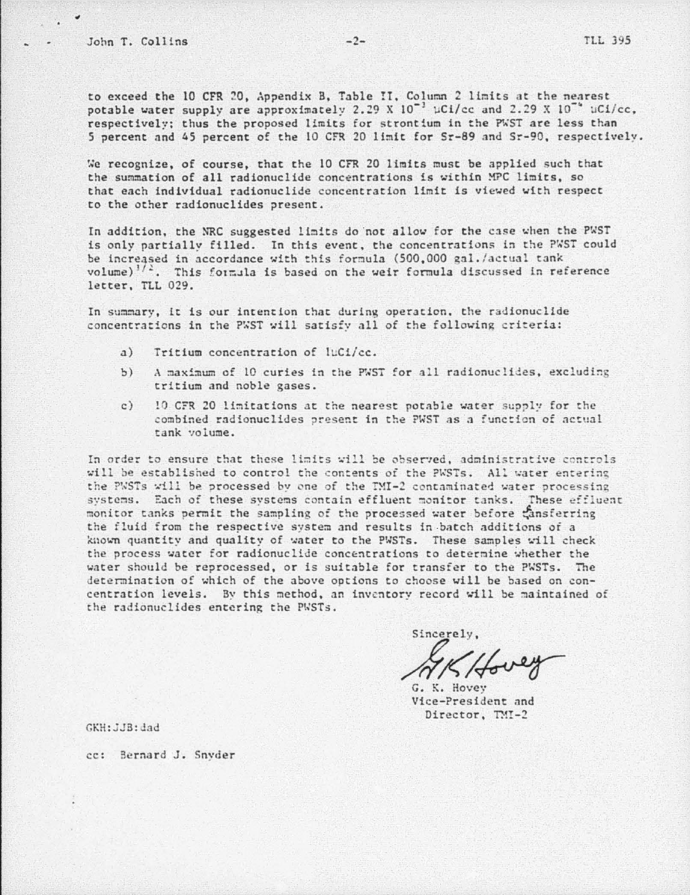to exceed the 10 CFR 20, Appendix B, Table II, Column 2 limits at the nearest potable water supply are approximately $2.29 \times 10^{-3}$ µCi/cc and $2.29 \times 10^{-4}$ µCi/cc, respectively; thus the proposed limits for strontium in the PWST are less than 5 percent and 45 percent of the 10 CFR 20 limit for Sr-89 and Sr-90, respectively.

We recognize, of course, that the 10 CFR 20 limits must be applied such that the summation of all radionuclide concentrations is within MPC limits, so that each individual radionuclide concentration limit is viewed with respect to the other radionuclides present.

In addition, the NRC suggested limits do not allow for the case when the PWST is only partially filled. In this event, the concentrations in the PWST could be increased in accordance with this formula $(500{,}000\ \text{gal./actual tank volume})^{3/2}$. This formula is based on the weir formula discussed in reference letter, TLL 029.

In summary, it is our intention that during operation, the radionuclide concentrations in the PWST will satisfy all of the following criteria:

a) Tritium concentration of 1µCi/cc.

b) A maximum of 10 curies in the PWST for all radionuclides, excluding tritium and noble gases.

c) 10 CFR 20 limitations at the nearest potable water supply for the combined radionuclides present in the PWST as a function of actual tank volume.

In order to ensure that these limits will be observed, administrative controls will be established to control the contents of the PWSTs. All water entering the PWSTs will be processed by one of the TMI-2 contaminated water processing systems. Each of these systems contain effluent monitor tanks. These effluent monitor tanks permit the sampling of the processed water before transferring the fluid from the respective system and results in batch additions of a known quantity and quality of water to the PWSTs. These samples will check the process water for radionuclide concentrations to determine whether the water should be reprocessed, or is suitable for transfer to the PWSTs. The determination of which of the above options to choose will be based on concentration levels. By this method, an inventory record will be maintained of the radionuclides entering the PWSTs.

Sincerely,

G. K. Hovey

G. K. Hovey
Vice-President and
Director, TMI-2

GKH:JJB:dad

cc: Bernard J. Snyder